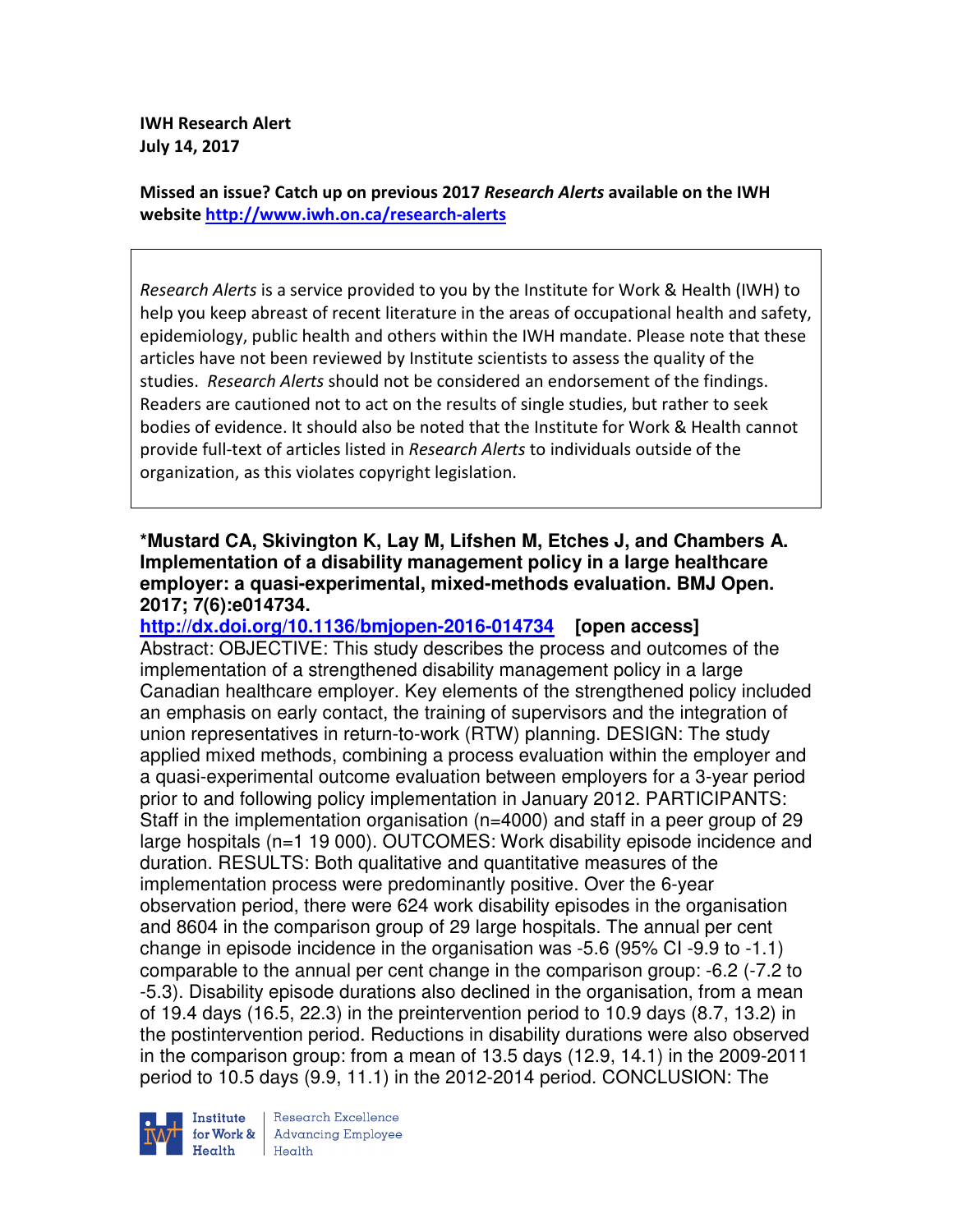**IWH Research Alert**
**July 14, 2017**

**Missed an issue? Catch up on previous 2017 *Research Alerts* available on the IWH website http://www.iwh.on.ca/research-alerts**

*Research Alerts* is a service provided to you by the Institute for Work & Health (IWH) to help you keep abreast of recent literature in the areas of occupational health and safety, epidemiology, public health and others within the IWH mandate. Please note that these articles have not been reviewed by Institute scientists to assess the quality of the studies. *Research Alerts* should not be considered an endorsement of the findings. Readers are cautioned not to act on the results of single studies, but rather to seek bodies of evidence. It should also be noted that the Institute for Work & Health cannot provide full-text of articles listed in *Research Alerts* to individuals outside of the organization, as this violates copyright legislation.

**\*Mustard CA, Skivington K, Lay M, Lifshen M, Etches J, and Chambers A. Implementation of a disability management policy in a large healthcare employer: a quasi-experimental, mixed-methods evaluation. BMJ Open. 2017; 7(6):e014734.**
**http://dx.doi.org/10.1136/bmjopen-2016-014734 [open access]**
Abstract: OBJECTIVE: This study describes the process and outcomes of the implementation of a strengthened disability management policy in a large Canadian healthcare employer. Key elements of the strengthened policy included an emphasis on early contact, the training of supervisors and the integration of union representatives in return-to-work (RTW) planning. DESIGN: The study applied mixed methods, combining a process evaluation within the employer and a quasi-experimental outcome evaluation between employers for a 3-year period prior to and following policy implementation in January 2012. PARTICIPANTS: Staff in the implementation organisation (n=4000) and staff in a peer group of 29 large hospitals (n=1 19 000). OUTCOMES: Work disability episode incidence and duration. RESULTS: Both qualitative and quantitative measures of the implementation process were predominantly positive. Over the 6-year observation period, there were 624 work disability episodes in the organisation and 8604 in the comparison group of 29 large hospitals. The annual per cent change in episode incidence in the organisation was -5.6 (95% CI -9.9 to -1.1) comparable to the annual per cent change in the comparison group: -6.2 (-7.2 to -5.3). Disability episode durations also declined in the organisation, from a mean of 19.4 days (16.5, 22.3) in the preintervention period to 10.9 days (8.7, 13.2) in the postintervention period. Reductions in disability durations were also observed in the comparison group: from a mean of 13.5 days (12.9, 14.1) in the 2009-2011 period to 10.5 days (9.9, 11.1) in the 2012-2014 period. CONCLUSION: The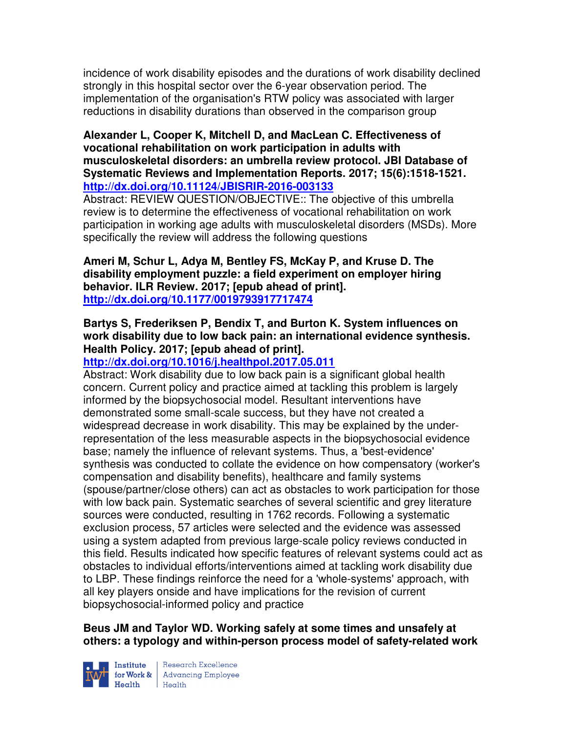incidence of work disability episodes and the durations of work disability declined strongly in this hospital sector over the 6-year observation period. The implementation of the organisation's RTW policy was associated with larger reductions in disability durations than observed in the comparison group

**Alexander L, Cooper K, Mitchell D, and MacLean C. Effectiveness of vocational rehabilitation on work participation in adults with musculoskeletal disorders: an umbrella review protocol. JBI Database of Systematic Reviews and Implementation Reports. 2017; 15(6):1518-1521. http://dx.doi.org/10.11124/JBISRIR-2016-003133**

Abstract: REVIEW QUESTION/OBJECTIVE:: The objective of this umbrella review is to determine the effectiveness of vocational rehabilitation on work participation in working age adults with musculoskeletal disorders (MSDs). More specifically the review will address the following questions

**Ameri M, Schur L, Adya M, Bentley FS, McKay P, and Kruse D. The disability employment puzzle: a field experiment on employer hiring behavior. ILR Review. 2017; [epub ahead of print]. http://dx.doi.org/10.1177/0019793917717474**

**Bartys S, Frederiksen P, Bendix T, and Burton K. System influences on work disability due to low back pain: an international evidence synthesis. Health Policy. 2017; [epub ahead of print]. http://dx.doi.org/10.1016/j.healthpol.2017.05.011**

Abstract: Work disability due to low back pain is a significant global health concern. Current policy and practice aimed at tackling this problem is largely informed by the biopsychosocial model. Resultant interventions have demonstrated some small-scale success, but they have not created a widespread decrease in work disability. This may be explained by the under-representation of the less measurable aspects in the biopsychosocial evidence base; namely the influence of relevant systems. Thus, a 'best-evidence' synthesis was conducted to collate the evidence on how compensatory (worker's compensation and disability benefits), healthcare and family systems (spouse/partner/close others) can act as obstacles to work participation for those with low back pain. Systematic searches of several scientific and grey literature sources were conducted, resulting in 1762 records. Following a systematic exclusion process, 57 articles were selected and the evidence was assessed using a system adapted from previous large-scale policy reviews conducted in this field. Results indicated how specific features of relevant systems could act as obstacles to individual efforts/interventions aimed at tackling work disability due to LBP. These findings reinforce the need for a 'whole-systems' approach, with all key players onside and have implications for the revision of current biopsychosocial-informed policy and practice

**Beus JM and Taylor WD. Working safely at some times and unsafely at others: a typology and within-person process model of safety-related work**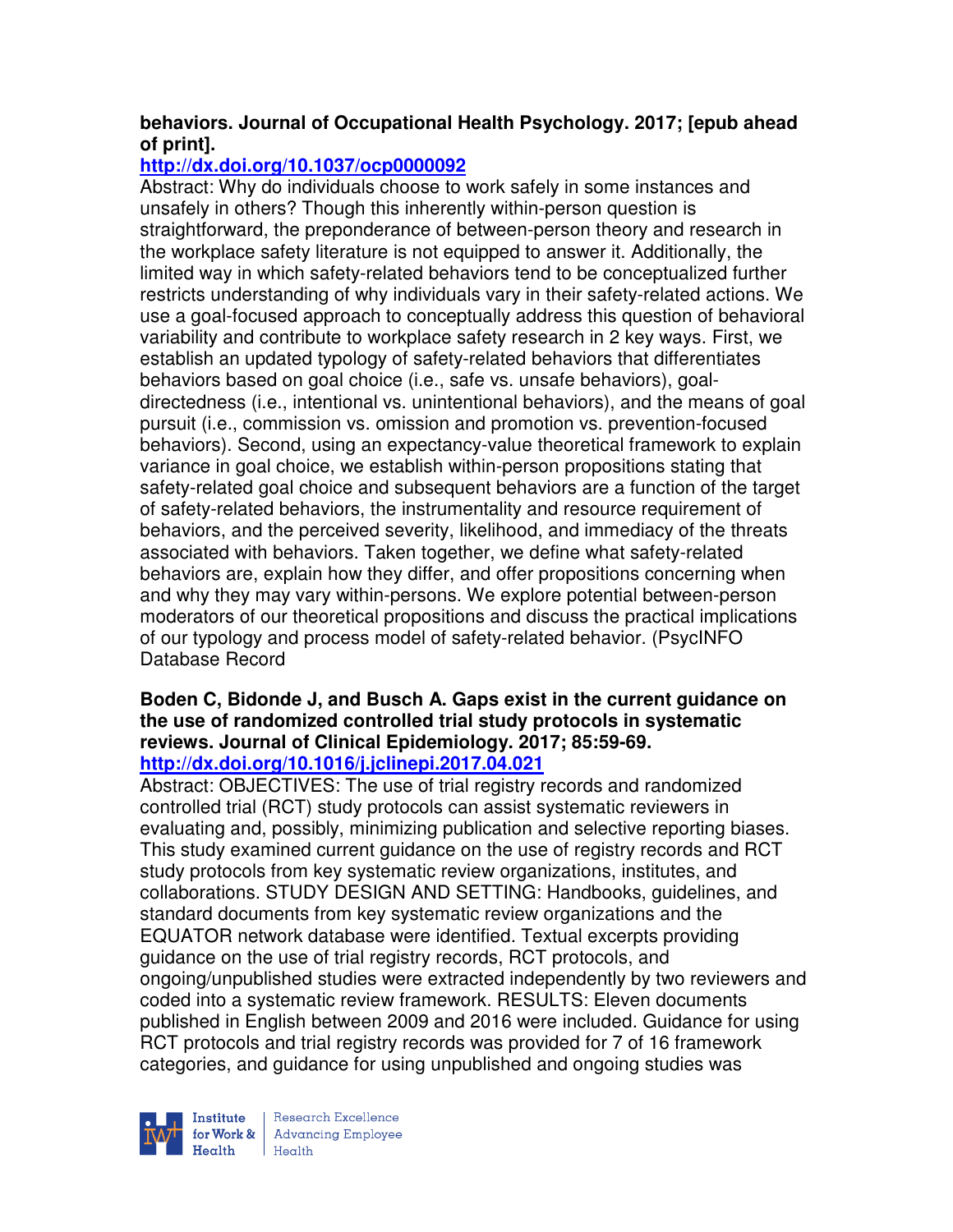**behaviors. Journal of Occupational Health Psychology. 2017; [epub ahead of print].**
**http://dx.doi.org/10.1037/ocp0000092**

Abstract: Why do individuals choose to work safely in some instances and unsafely in others? Though this inherently within-person question is straightforward, the preponderance of between-person theory and research in the workplace safety literature is not equipped to answer it. Additionally, the limited way in which safety-related behaviors tend to be conceptualized further restricts understanding of why individuals vary in their safety-related actions. We use a goal-focused approach to conceptually address this question of behavioral variability and contribute to workplace safety research in 2 key ways. First, we establish an updated typology of safety-related behaviors that differentiates behaviors based on goal choice (i.e., safe vs. unsafe behaviors), goal-directedness (i.e., intentional vs. unintentional behaviors), and the means of goal pursuit (i.e., commission vs. omission and promotion vs. prevention-focused behaviors). Second, using an expectancy-value theoretical framework to explain variance in goal choice, we establish within-person propositions stating that safety-related goal choice and subsequent behaviors are a function of the target of safety-related behaviors, the instrumentality and resource requirement of behaviors, and the perceived severity, likelihood, and immediacy of the threats associated with behaviors. Taken together, we define what safety-related behaviors are, explain how they differ, and offer propositions concerning when and why they may vary within-persons. We explore potential between-person moderators of our theoretical propositions and discuss the practical implications of our typology and process model of safety-related behavior. (PsycINFO Database Record

**Boden C, Bidonde J, and Busch A. Gaps exist in the current guidance on the use of randomized controlled trial study protocols in systematic reviews. Journal of Clinical Epidemiology. 2017; 85:59-69.**
**http://dx.doi.org/10.1016/j.jclinepi.2017.04.021**

Abstract: OBJECTIVES: The use of trial registry records and randomized controlled trial (RCT) study protocols can assist systematic reviewers in evaluating and, possibly, minimizing publication and selective reporting biases. This study examined current guidance on the use of registry records and RCT study protocols from key systematic review organizations, institutes, and collaborations. STUDY DESIGN AND SETTING: Handbooks, guidelines, and standard documents from key systematic review organizations and the EQUATOR network database were identified. Textual excerpts providing guidance on the use of trial registry records, RCT protocols, and ongoing/unpublished studies were extracted independently by two reviewers and coded into a systematic review framework. RESULTS: Eleven documents published in English between 2009 and 2016 were included. Guidance for using RCT protocols and trial registry records was provided for 7 of 16 framework categories, and guidance for using unpublished and ongoing studies was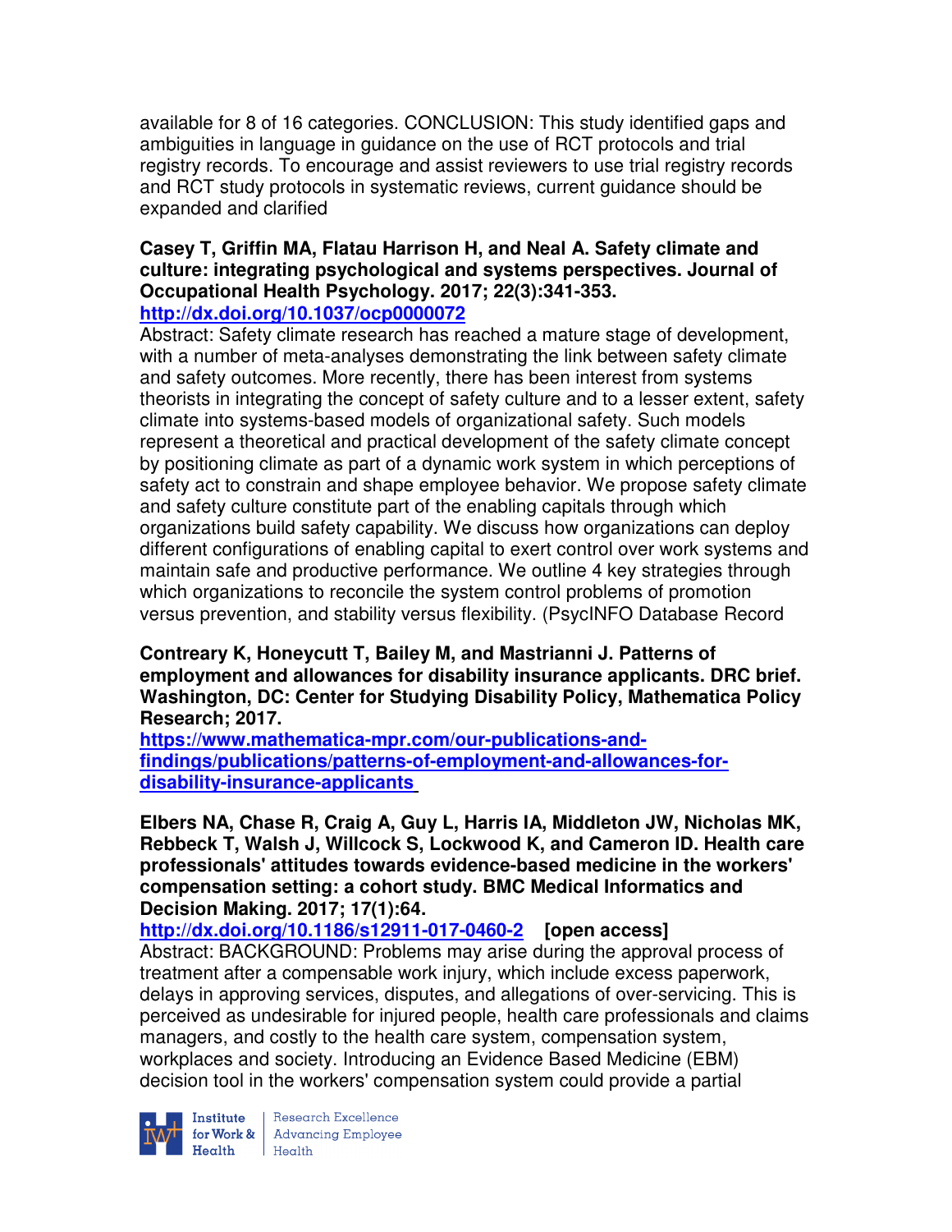available for 8 of 16 categories. CONCLUSION: This study identified gaps and ambiguities in language in guidance on the use of RCT protocols and trial registry records. To encourage and assist reviewers to use trial registry records and RCT study protocols in systematic reviews, current guidance should be expanded and clarified

**Casey T, Griffin MA, Flatau Harrison H, and Neal A. Safety climate and culture: integrating psychological and systems perspectives. Journal of Occupational Health Psychology. 2017; 22(3):341-353.**
**http://dx.doi.org/10.1037/ocp0000072**
Abstract: Safety climate research has reached a mature stage of development, with a number of meta-analyses demonstrating the link between safety climate and safety outcomes. More recently, there has been interest from systems theorists in integrating the concept of safety culture and to a lesser extent, safety climate into systems-based models of organizational safety. Such models represent a theoretical and practical development of the safety climate concept by positioning climate as part of a dynamic work system in which perceptions of safety act to constrain and shape employee behavior. We propose safety climate and safety culture constitute part of the enabling capitals through which organizations build safety capability. We discuss how organizations can deploy different configurations of enabling capital to exert control over work systems and maintain safe and productive performance. We outline 4 key strategies through which organizations to reconcile the system control problems of promotion versus prevention, and stability versus flexibility. (PsycINFO Database Record

**Contreary K, Honeycutt T, Bailey M, and Mastrianni J. Patterns of employment and allowances for disability insurance applicants. DRC brief. Washington, DC: Center for Studying Disability Policy, Mathematica Policy Research; 2017.**
**https://www.mathematica-mpr.com/our-publications-and-findings/publications/patterns-of-employment-and-allowances-for-disability-insurance-applicants**

**Elbers NA, Chase R, Craig A, Guy L, Harris IA, Middleton JW, Nicholas MK, Rebbeck T, Walsh J, Willcock S, Lockwood K, and Cameron ID. Health care professionals' attitudes towards evidence-based medicine in the workers' compensation setting: a cohort study. BMC Medical Informatics and Decision Making. 2017; 17(1):64.**
**http://dx.doi.org/10.1186/s12911-017-0460-2 [open access]**
Abstract: BACKGROUND: Problems may arise during the approval process of treatment after a compensable work injury, which include excess paperwork, delays in approving services, disputes, and allegations of over-servicing. This is perceived as undesirable for injured people, health care professionals and claims managers, and costly to the health care system, compensation system, workplaces and society. Introducing an Evidence Based Medicine (EBM) decision tool in the workers' compensation system could provide a partial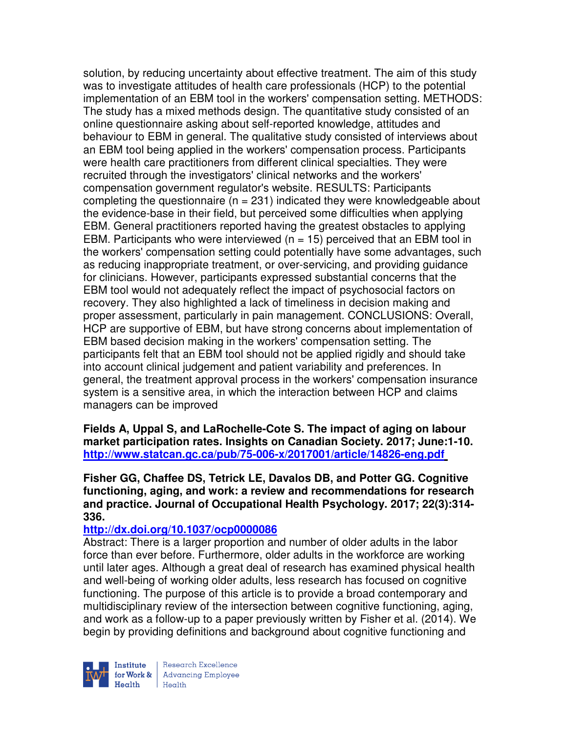solution, by reducing uncertainty about effective treatment. The aim of this study was to investigate attitudes of health care professionals (HCP) to the potential implementation of an EBM tool in the workers' compensation setting. METHODS: The study has a mixed methods design. The quantitative study consisted of an online questionnaire asking about self-reported knowledge, attitudes and behaviour to EBM in general. The qualitative study consisted of interviews about an EBM tool being applied in the workers' compensation process. Participants were health care practitioners from different clinical specialties. They were recruited through the investigators' clinical networks and the workers' compensation government regulator's website. RESULTS: Participants completing the questionnaire (n = 231) indicated they were knowledgeable about the evidence-base in their field, but perceived some difficulties when applying EBM. General practitioners reported having the greatest obstacles to applying EBM. Participants who were interviewed (n = 15) perceived that an EBM tool in the workers' compensation setting could potentially have some advantages, such as reducing inappropriate treatment, or over-servicing, and providing guidance for clinicians. However, participants expressed substantial concerns that the EBM tool would not adequately reflect the impact of psychosocial factors on recovery. They also highlighted a lack of timeliness in decision making and proper assessment, particularly in pain management. CONCLUSIONS: Overall, HCP are supportive of EBM, but have strong concerns about implementation of EBM based decision making in the workers' compensation setting. The participants felt that an EBM tool should not be applied rigidly and should take into account clinical judgement and patient variability and preferences. In general, the treatment approval process in the workers' compensation insurance system is a sensitive area, in which the interaction between HCP and claims managers can be improved

**Fields A, Uppal S, and LaRochelle-Cote S. The impact of aging on labour market participation rates. Insights on Canadian Society. 2017; June:1-10.**
**http://www.statcan.gc.ca/pub/75-006-x/2017001/article/14826-eng.pdf**

**Fisher GG, Chaffee DS, Tetrick LE, Davalos DB, and Potter GG. Cognitive functioning, aging, and work: a review and recommendations for research and practice. Journal of Occupational Health Psychology. 2017; 22(3):314-336.**
**http://dx.doi.org/10.1037/ocp0000086**

Abstract: There is a larger proportion and number of older adults in the labor force than ever before. Furthermore, older adults in the workforce are working until later ages. Although a great deal of research has examined physical health and well-being of working older adults, less research has focused on cognitive functioning. The purpose of this article is to provide a broad contemporary and multidisciplinary review of the intersection between cognitive functioning, aging, and work as a follow-up to a paper previously written by Fisher et al. (2014). We begin by providing definitions and background about cognitive functioning and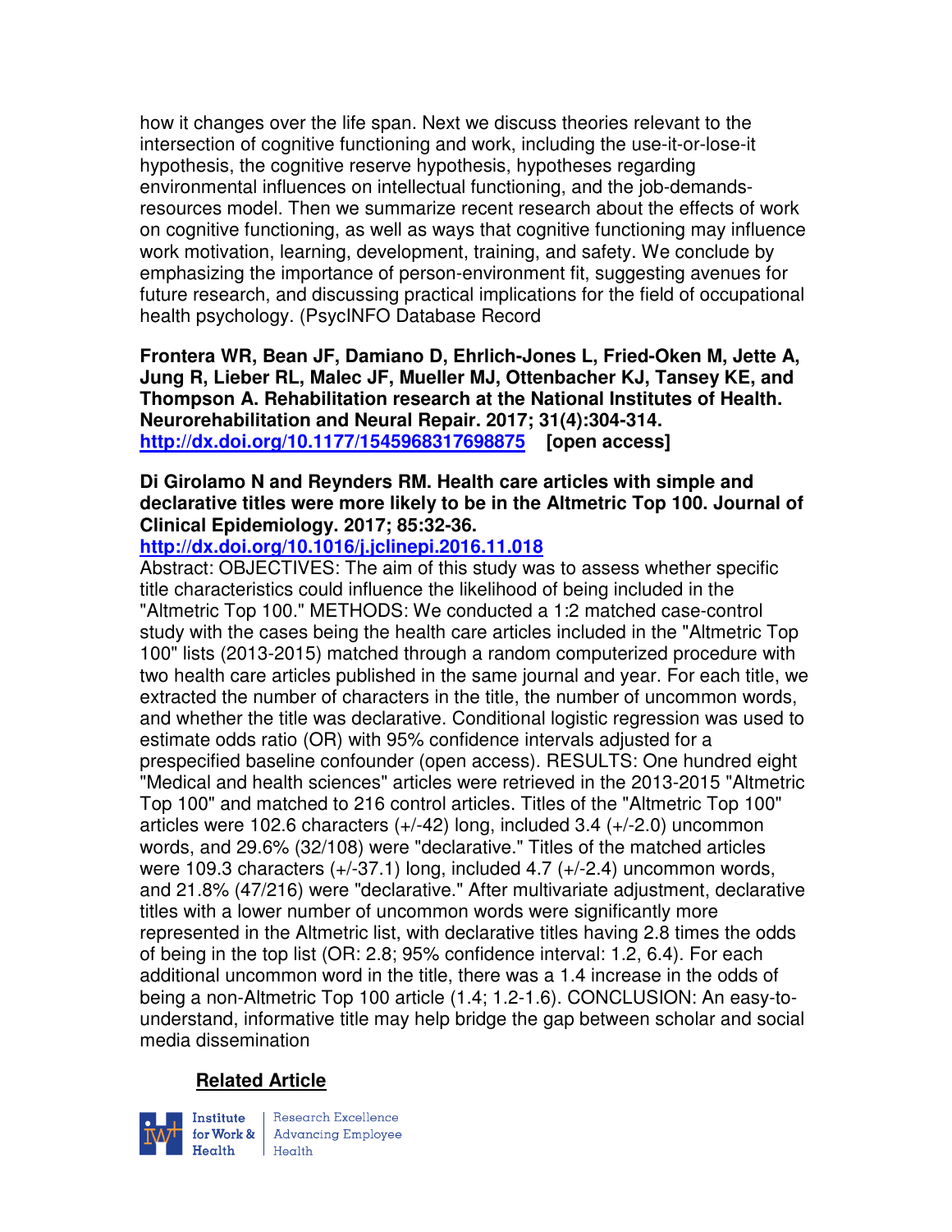how it changes over the life span. Next we discuss theories relevant to the intersection of cognitive functioning and work, including the use-it-or-lose-it hypothesis, the cognitive reserve hypothesis, hypotheses regarding environmental influences on intellectual functioning, and the job-demands-resources model. Then we summarize recent research about the effects of work on cognitive functioning, as well as ways that cognitive functioning may influence work motivation, learning, development, training, and safety. We conclude by emphasizing the importance of person-environment fit, suggesting avenues for future research, and discussing practical implications for the field of occupational health psychology. (PsycINFO Database Record

**Frontera WR, Bean JF, Damiano D, Ehrlich-Jones L, Fried-Oken M, Jette A, Jung R, Lieber RL, Malec JF, Mueller MJ, Ottenbacher KJ, Tansey KE, and Thompson A. Rehabilitation research at the National Institutes of Health. Neurorehabilitation and Neural Repair. 2017; 31(4):304-314. http://dx.doi.org/10.1177/1545968317698875 [open access]**

**Di Girolamo N and Reynders RM. Health care articles with simple and declarative titles were more likely to be in the Altmetric Top 100. Journal of Clinical Epidemiology. 2017; 85:32-36. http://dx.doi.org/10.1016/j.jclinepi.2016.11.018**

Abstract: OBJECTIVES: The aim of this study was to assess whether specific title characteristics could influence the likelihood of being included in the "Altmetric Top 100." METHODS: We conducted a 1:2 matched case-control study with the cases being the health care articles included in the "Altmetric Top 100" lists (2013-2015) matched through a random computerized procedure with two health care articles published in the same journal and year. For each title, we extracted the number of characters in the title, the number of uncommon words, and whether the title was declarative. Conditional logistic regression was used to estimate odds ratio (OR) with 95% confidence intervals adjusted for a prespecified baseline confounder (open access). RESULTS: One hundred eight "Medical and health sciences" articles were retrieved in the 2013-2015 "Altmetric Top 100" and matched to 216 control articles. Titles of the "Altmetric Top 100" articles were 102.6 characters (+/-42) long, included 3.4 (+/-2.0) uncommon words, and 29.6% (32/108) were "declarative." Titles of the matched articles were 109.3 characters (+/-37.1) long, included 4.7 (+/-2.4) uncommon words, and 21.8% (47/216) were "declarative." After multivariate adjustment, declarative titles with a lower number of uncommon words were significantly more represented in the Altmetric list, with declarative titles having 2.8 times the odds of being in the top list (OR: 2.8; 95% confidence interval: 1.2, 6.4). For each additional uncommon word in the title, there was a 1.4 increase in the odds of being a non-Altmetric Top 100 article (1.4; 1.2-1.6). CONCLUSION: An easy-to-understand, informative title may help bridge the gap between scholar and social media dissemination

**Related Article**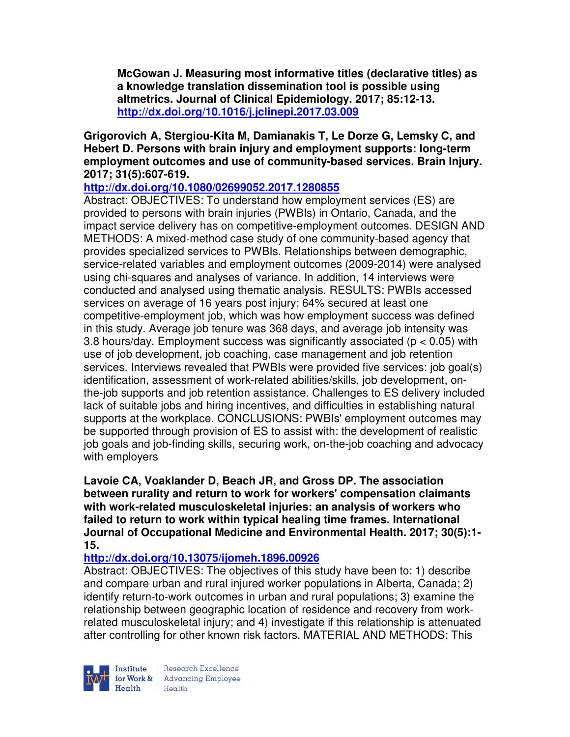**McGowan J. Measuring most informative titles (declarative titles) as a knowledge translation dissemination tool is possible using altmetrics. Journal of Clinical Epidemiology. 2017; 85:12-13. http://dx.doi.org/10.1016/j.jclinepi.2017.03.009**

**Grigorovich A, Stergiou-Kita M, Damianakis T, Le Dorze G, Lemsky C, and Hebert D. Persons with brain injury and employment supports: long-term employment outcomes and use of community-based services. Brain Injury. 2017; 31(5):607-619.**
**http://dx.doi.org/10.1080/02699052.2017.1280855**
Abstract: OBJECTIVES: To understand how employment services (ES) are provided to persons with brain injuries (PWBIs) in Ontario, Canada, and the impact service delivery has on competitive-employment outcomes. DESIGN AND METHODS: A mixed-method case study of one community-based agency that provides specialized services to PWBIs. Relationships between demographic, service-related variables and employment outcomes (2009-2014) were analysed using chi-squares and analyses of variance. In addition, 14 interviews were conducted and analysed using thematic analysis. RESULTS: PWBIs accessed services on average of 16 years post injury; 64% secured at least one competitive-employment job, which was how employment success was defined in this study. Average job tenure was 368 days, and average job intensity was 3.8 hours/day. Employment success was significantly associated ($p < 0.05$) with use of job development, job coaching, case management and job retention services. Interviews revealed that PWBIs were provided five services: job goal(s) identification, assessment of work-related abilities/skills, job development, on-the-job supports and job retention assistance. Challenges to ES delivery included lack of suitable jobs and hiring incentives, and difficulties in establishing natural supports at the workplace. CONCLUSIONS: PWBIs' employment outcomes may be supported through provision of ES to assist with: the development of realistic job goals and job-finding skills, securing work, on-the-job coaching and advocacy with employers

**Lavoie CA, Voaklander D, Beach JR, and Gross DP. The association between rurality and return to work for workers' compensation claimants with work-related musculoskeletal injuries: an analysis of workers who failed to return to work within typical healing time frames. International Journal of Occupational Medicine and Environmental Health. 2017; 30(5):1-15.**
**http://dx.doi.org/10.13075/ijomeh.1896.00926**
Abstract: OBJECTIVES: The objectives of this study have been to: 1) describe and compare urban and rural injured worker populations in Alberta, Canada; 2) identify return-to-work outcomes in urban and rural populations; 3) examine the relationship between geographic location of residence and recovery from work-related musculoskeletal injury; and 4) investigate if this relationship is attenuated after controlling for other known risk factors. MATERIAL AND METHODS: This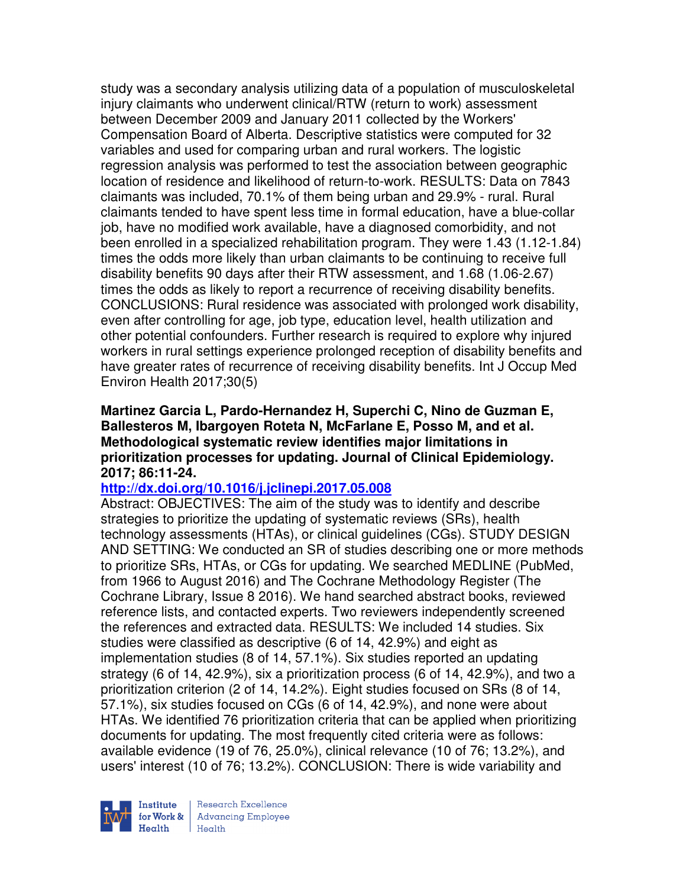study was a secondary analysis utilizing data of a population of musculoskeletal injury claimants who underwent clinical/RTW (return to work) assessment between December 2009 and January 2011 collected by the Workers' Compensation Board of Alberta. Descriptive statistics were computed for 32 variables and used for comparing urban and rural workers. The logistic regression analysis was performed to test the association between geographic location of residence and likelihood of return-to-work. RESULTS: Data on 7843 claimants was included, 70.1% of them being urban and 29.9% - rural. Rural claimants tended to have spent less time in formal education, have a blue-collar job, have no modified work available, have a diagnosed comorbidity, and not been enrolled in a specialized rehabilitation program. They were 1.43 (1.12-1.84) times the odds more likely than urban claimants to be continuing to receive full disability benefits 90 days after their RTW assessment, and 1.68 (1.06-2.67) times the odds as likely to report a recurrence of receiving disability benefits. CONCLUSIONS: Rural residence was associated with prolonged work disability, even after controlling for age, job type, education level, health utilization and other potential confounders. Further research is required to explore why injured workers in rural settings experience prolonged reception of disability benefits and have greater rates of recurrence of receiving disability benefits. Int J Occup Med Environ Health 2017;30(5)

**Martinez Garcia L, Pardo-Hernandez H, Superchi C, Nino de Guzman E, Ballesteros M, Ibargoyen Roteta N, McFarlane E, Posso M, and et al. Methodological systematic review identifies major limitations in prioritization processes for updating. Journal of Clinical Epidemiology. 2017; 86:11-24.**

**http://dx.doi.org/10.1016/j.jclinepi.2017.05.008**

Abstract: OBJECTIVES: The aim of the study was to identify and describe strategies to prioritize the updating of systematic reviews (SRs), health technology assessments (HTAs), or clinical guidelines (CGs). STUDY DESIGN AND SETTING: We conducted an SR of studies describing one or more methods to prioritize SRs, HTAs, or CGs for updating. We searched MEDLINE (PubMed, from 1966 to August 2016) and The Cochrane Methodology Register (The Cochrane Library, Issue 8 2016). We hand searched abstract books, reviewed reference lists, and contacted experts. Two reviewers independently screened the references and extracted data. RESULTS: We included 14 studies. Six studies were classified as descriptive (6 of 14, 42.9%) and eight as implementation studies (8 of 14, 57.1%). Six studies reported an updating strategy (6 of 14, 42.9%), six a prioritization process (6 of 14, 42.9%), and two a prioritization criterion (2 of 14, 14.2%). Eight studies focused on SRs (8 of 14, 57.1%), six studies focused on CGs (6 of 14, 42.9%), and none were about HTAs. We identified 76 prioritization criteria that can be applied when prioritizing documents for updating. The most frequently cited criteria were as follows: available evidence (19 of 76, 25.0%), clinical relevance (10 of 76; 13.2%), and users' interest (10 of 76; 13.2%). CONCLUSION: There is wide variability and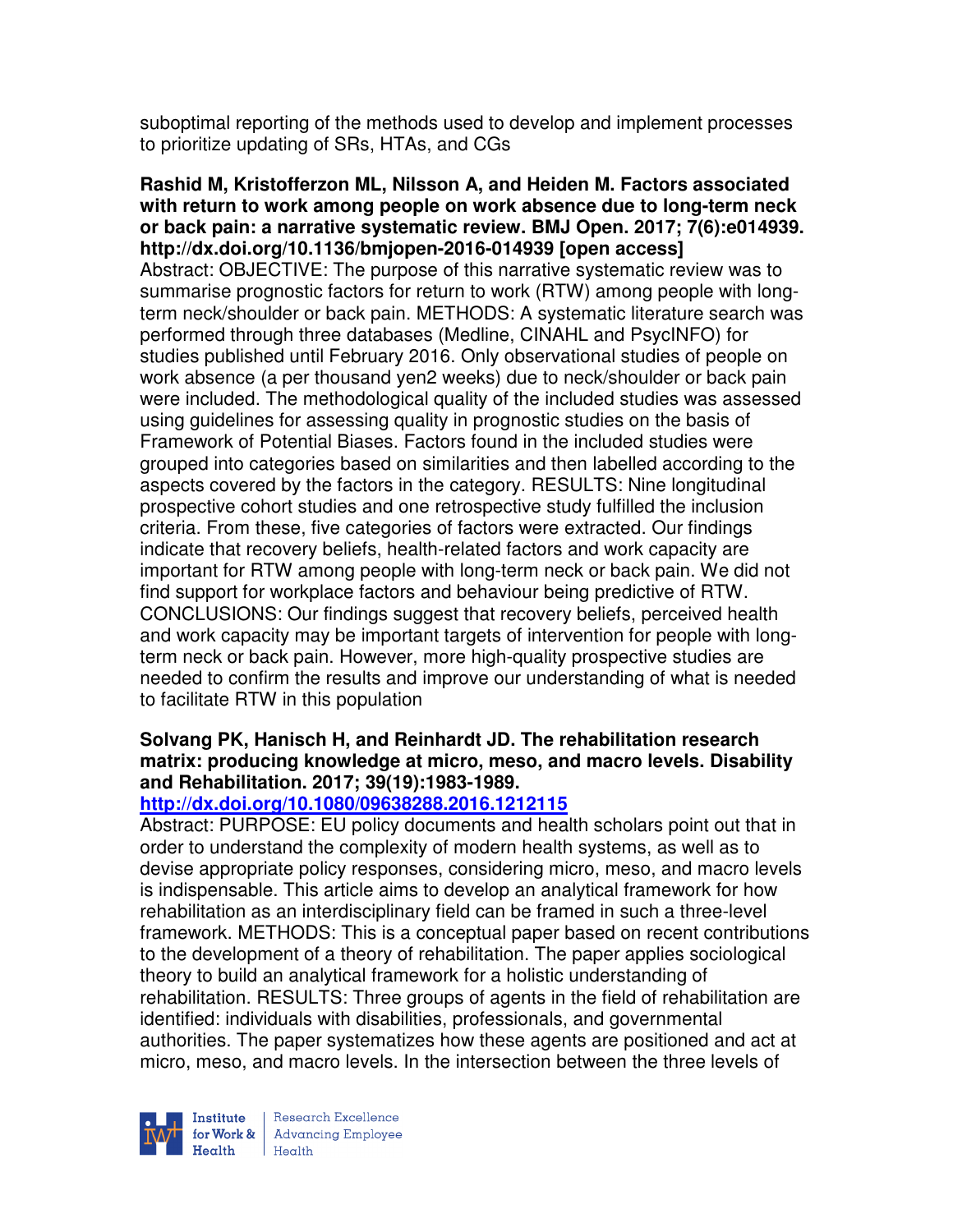suboptimal reporting of the methods used to develop and implement processes to prioritize updating of SRs, HTAs, and CGs

**Rashid M, Kristofferzon ML, Nilsson A, and Heiden M. Factors associated with return to work among people on work absence due to long-term neck or back pain: a narrative systematic review. BMJ Open. 2017; 7(6):e014939. http://dx.doi.org/10.1136/bmjopen-2016-014939 [open access]**

Abstract: OBJECTIVE: The purpose of this narrative systematic review was to summarise prognostic factors for return to work (RTW) among people with long-term neck/shoulder or back pain. METHODS: A systematic literature search was performed through three databases (Medline, CINAHL and PsycINFO) for studies published until February 2016. Only observational studies of people on work absence (a per thousand yen2 weeks) due to neck/shoulder or back pain were included. The methodological quality of the included studies was assessed using guidelines for assessing quality in prognostic studies on the basis of Framework of Potential Biases. Factors found in the included studies were grouped into categories based on similarities and then labelled according to the aspects covered by the factors in the category. RESULTS: Nine longitudinal prospective cohort studies and one retrospective study fulfilled the inclusion criteria. From these, five categories of factors were extracted. Our findings indicate that recovery beliefs, health-related factors and work capacity are important for RTW among people with long-term neck or back pain. We did not find support for workplace factors and behaviour being predictive of RTW. CONCLUSIONS: Our findings suggest that recovery beliefs, perceived health and work capacity may be important targets of intervention for people with long-term neck or back pain. However, more high-quality prospective studies are needed to confirm the results and improve our understanding of what is needed to facilitate RTW in this population

**Solvang PK, Hanisch H, and Reinhardt JD. The rehabilitation research matrix: producing knowledge at micro, meso, and macro levels. Disability and Rehabilitation. 2017; 39(19):1983-1989.**
**http://dx.doi.org/10.1080/09638288.2016.1212115**

Abstract: PURPOSE: EU policy documents and health scholars point out that in order to understand the complexity of modern health systems, as well as to devise appropriate policy responses, considering micro, meso, and macro levels is indispensable. This article aims to develop an analytical framework for how rehabilitation as an interdisciplinary field can be framed in such a three-level framework. METHODS: This is a conceptual paper based on recent contributions to the development of a theory of rehabilitation. The paper applies sociological theory to build an analytical framework for a holistic understanding of rehabilitation. RESULTS: Three groups of agents in the field of rehabilitation are identified: individuals with disabilities, professionals, and governmental authorities. The paper systematizes how these agents are positioned and act at micro, meso, and macro levels. In the intersection between the three levels of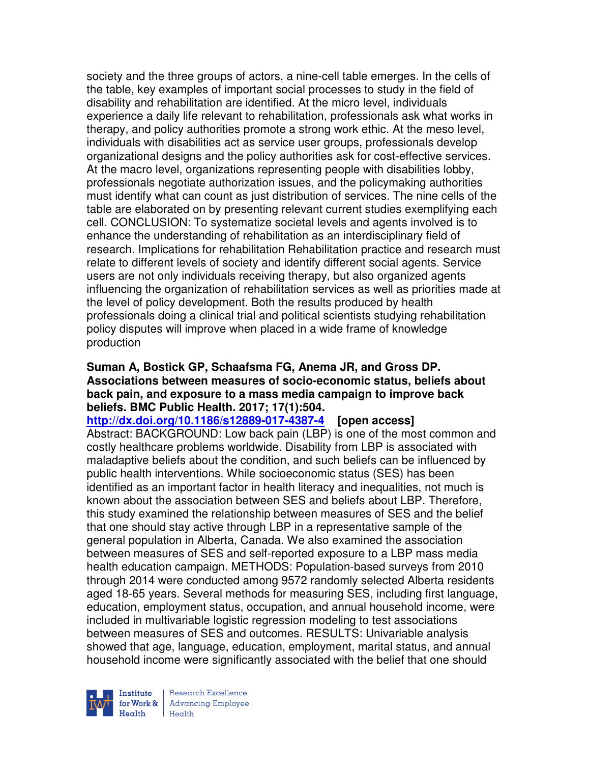society and the three groups of actors, a nine-cell table emerges. In the cells of the table, key examples of important social processes to study in the field of disability and rehabilitation are identified. At the micro level, individuals experience a daily life relevant to rehabilitation, professionals ask what works in therapy, and policy authorities promote a strong work ethic. At the meso level, individuals with disabilities act as service user groups, professionals develop organizational designs and the policy authorities ask for cost-effective services. At the macro level, organizations representing people with disabilities lobby, professionals negotiate authorization issues, and the policymaking authorities must identify what can count as just distribution of services. The nine cells of the table are elaborated on by presenting relevant current studies exemplifying each cell. CONCLUSION: To systematize societal levels and agents involved is to enhance the understanding of rehabilitation as an interdisciplinary field of research. Implications for rehabilitation Rehabilitation practice and research must relate to different levels of society and identify different social agents. Service users are not only individuals receiving therapy, but also organized agents influencing the organization of rehabilitation services as well as priorities made at the level of policy development. Both the results produced by health professionals doing a clinical trial and political scientists studying rehabilitation policy disputes will improve when placed in a wide frame of knowledge production

**Suman A, Bostick GP, Schaafsma FG, Anema JR, and Gross DP. Associations between measures of socio-economic status, beliefs about back pain, and exposure to a mass media campaign to improve back beliefs. BMC Public Health. 2017; 17(1):504.**
**http://dx.doi.org/10.1186/s12889-017-4387-4** **[open access]**
Abstract: BACKGROUND: Low back pain (LBP) is one of the most common and costly healthcare problems worldwide. Disability from LBP is associated with maladaptive beliefs about the condition, and such beliefs can be influenced by public health interventions. While socioeconomic status (SES) has been identified as an important factor in health literacy and inequalities, not much is known about the association between SES and beliefs about LBP. Therefore, this study examined the relationship between measures of SES and the belief that one should stay active through LBP in a representative sample of the general population in Alberta, Canada. We also examined the association between measures of SES and self-reported exposure to a LBP mass media health education campaign. METHODS: Population-based surveys from 2010 through 2014 were conducted among 9572 randomly selected Alberta residents aged 18-65 years. Several methods for measuring SES, including first language, education, employment status, occupation, and annual household income, were included in multivariable logistic regression modeling to test associations between measures of SES and outcomes. RESULTS: Univariable analysis showed that age, language, education, employment, marital status, and annual household income were significantly associated with the belief that one should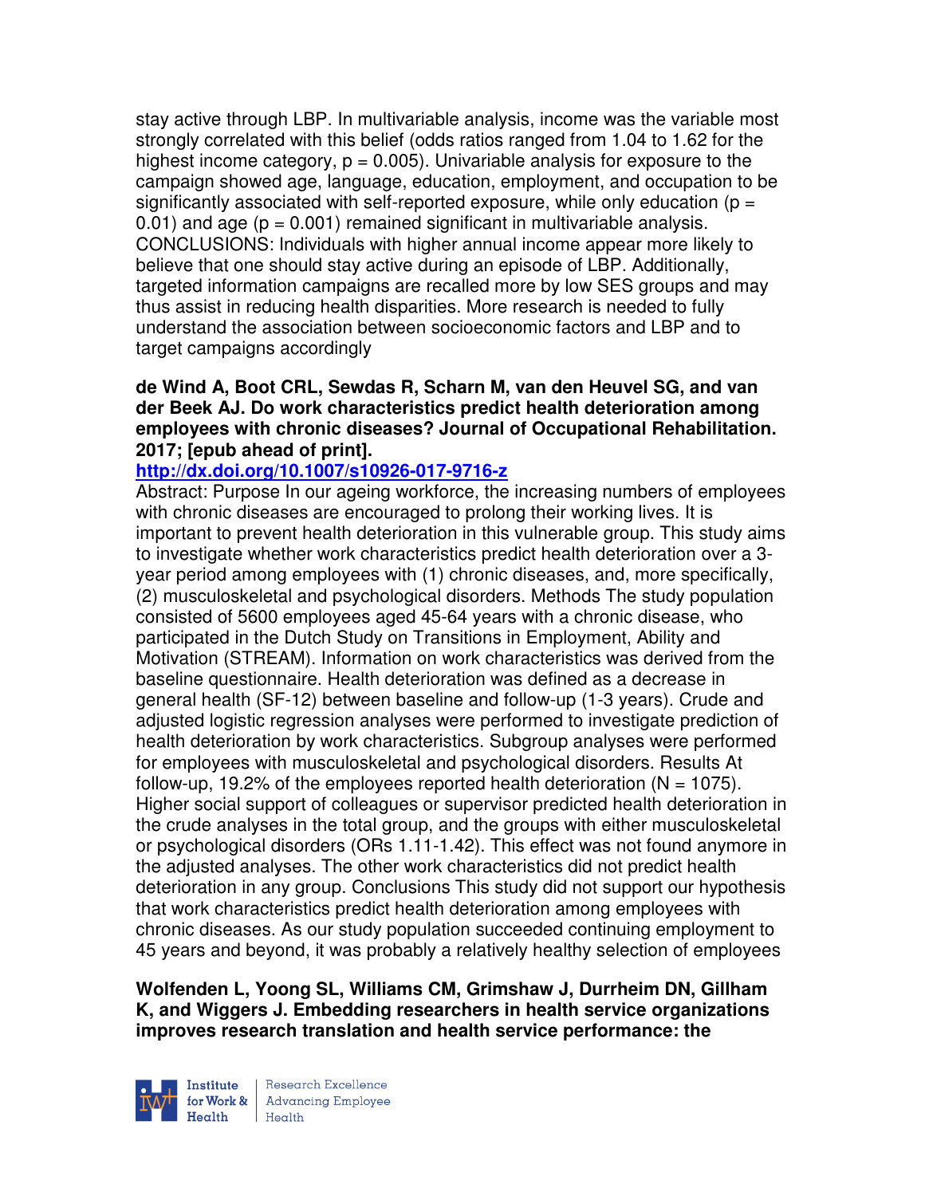stay active through LBP. In multivariable analysis, income was the variable most strongly correlated with this belief (odds ratios ranged from 1.04 to 1.62 for the highest income category, $p = 0.005$). Univariable analysis for exposure to the campaign showed age, language, education, employment, and occupation to be significantly associated with self-reported exposure, while only education ($p = 0.01$) and age ($p = 0.001$) remained significant in multivariable analysis. CONCLUSIONS: Individuals with higher annual income appear more likely to believe that one should stay active during an episode of LBP. Additionally, targeted information campaigns are recalled more by low SES groups and may thus assist in reducing health disparities. More research is needed to fully understand the association between socioeconomic factors and LBP and to target campaigns accordingly

**de Wind A, Boot CRL, Sewdas R, Scharn M, van den Heuvel SG, and van der Beek AJ. Do work characteristics predict health deterioration among employees with chronic diseases? Journal of Occupational Rehabilitation. 2017; [epub ahead of print].**

**http://dx.doi.org/10.1007/s10926-017-9716-z**

Abstract: Purpose In our ageing workforce, the increasing numbers of employees with chronic diseases are encouraged to prolong their working lives. It is important to prevent health deterioration in this vulnerable group. This study aims to investigate whether work characteristics predict health deterioration over a 3-year period among employees with (1) chronic diseases, and, more specifically, (2) musculoskeletal and psychological disorders. Methods The study population consisted of 5600 employees aged 45-64 years with a chronic disease, who participated in the Dutch Study on Transitions in Employment, Ability and Motivation (STREAM). Information on work characteristics was derived from the baseline questionnaire. Health deterioration was defined as a decrease in general health (SF-12) between baseline and follow-up (1-3 years). Crude and adjusted logistic regression analyses were performed to investigate prediction of health deterioration by work characteristics. Subgroup analyses were performed for employees with musculoskeletal and psychological disorders. Results At follow-up, 19.2% of the employees reported health deterioration ($N = 1075$). Higher social support of colleagues or supervisor predicted health deterioration in the crude analyses in the total group, and the groups with either musculoskeletal or psychological disorders (ORs 1.11-1.42). This effect was not found anymore in the adjusted analyses. The other work characteristics did not predict health deterioration in any group. Conclusions This study did not support our hypothesis that work characteristics predict health deterioration among employees with chronic diseases. As our study population succeeded continuing employment to 45 years and beyond, it was probably a relatively healthy selection of employees

**Wolfenden L, Yoong SL, Williams CM, Grimshaw J, Durrheim DN, Gillham K, and Wiggers J. Embedding researchers in health service organizations improves research translation and health service performance: the**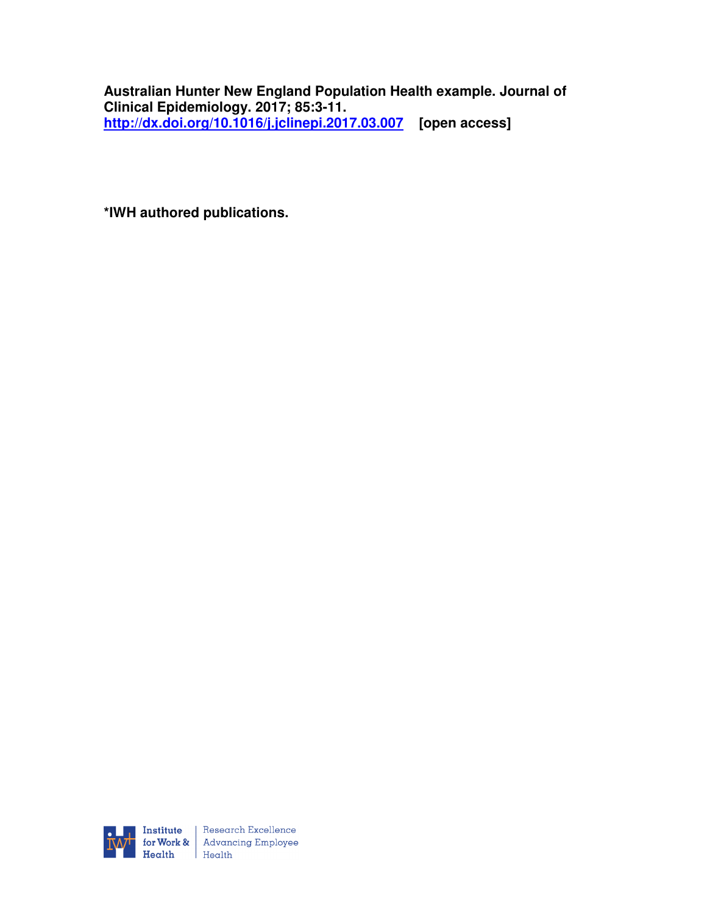**Australian Hunter New England Population Health example. Journal of Clinical Epidemiology. 2017; 85:3-11.**
**http://dx.doi.org/10.1016/j.jclinepi.2017.03.007 [open access]**

***IWH authored publications.**

Institute for Work & Health | Research Excellence Advancing Employee Health